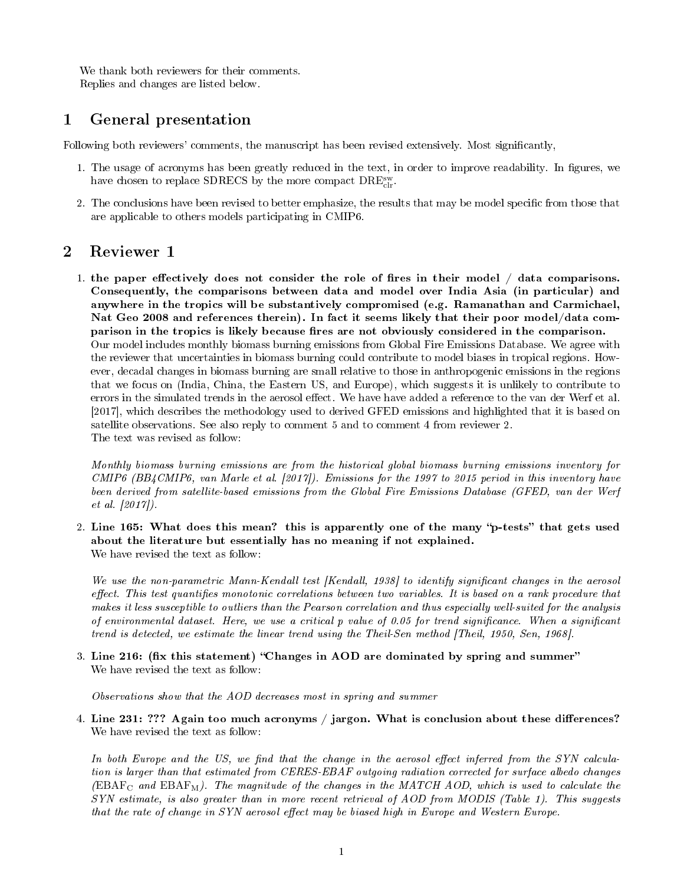We thank both reviewers for their comments.
Replies and changes are listed below.

# 1 General presentation

Following both reviewers' comments, the manuscript has been revised extensively. Most significantly,

1. The usage of acronyms has been greatly reduced in the text, in order to improve readability. In figures, we have chosen to replace SDRECS by the more compact $\mathrm{DRE}^{\mathrm{sw}}_{\mathrm{clr}}$.
2. The conclusions have been revised to better emphasize, the results that may be model specific from those that are applicable to others models participating in CMIP6.

# 2 Reviewer 1

1. **the paper effectively does not consider the role of fires in their model / data comparisons. Consequently, the comparisons between data and model over India Asia (in particular) and anywhere in the tropics will be substantively compromised (e.g. Ramanathan and Carmichael, Nat Geo 2008 and references therein). In fact it seems likely that their poor model/data comparison in the tropics is likely because fires are not obviously considered in the comparison.**
   Our model includes monthly biomass burning emissions from Global Fire Emissions Database. We agree with the reviewer that uncertainties in biomass burning could contribute to model biases in tropical regions. However, decadal changes in biomass burning are small relative to those in anthropogenic emissions in the regions that we focus on (India, China, the Eastern US, and Europe), which suggests it is unlikely to contribute to errors in the simulated trends in the aerosol effect. We have added a reference to the van der Werf et al. [2017], which describes the methodology used to derived GFED emissions and highlighted that it is based on satellite observations. See also reply to comment 5 and to comment 4 from reviewer 2.
   The text was revised as follow:

   *Monthly biomass burning emissions are from the historical global biomass burning emissions inventory for CMIP6 (BB4CMIP6, van Marle et al. [2017]). Emissions for the 1997 to 2015 period in this inventory have been derived from satellite-based emissions from the Global Fire Emissions Database (GFED, van der Werf et al. [2017]).*

2. **Line 165: What does this mean? this is apparently one of the many "p-tests" that gets used about the literature but essentially has no meaning if not explained.**
   We have revised the text as follow:

   *We use the non-parametric Mann-Kendall test [Kendall, 1938] to identify significant changes in the aerosol effect. This test quantifies monotonic correlations between two variables. It is based on a rank procedure that makes it less susceptible to outliers than the Pearson correlation and thus especially well-suited for the analysis of environmental dataset. Here, we use a critical p value of 0.05 for trend significance. When a significant trend is detected, we estimate the linear trend using the Theil-Sen method [Theil, 1950, Sen, 1968].*

3. **Line 216: (fix this statement) "Changes in AOD are dominated by spring and summer"**
   We have revised the text as follow:

   *Observations show that the AOD decreases most in spring and summer*

4. **Line 231: ??? Again too much acronyms / jargon. What is conclusion about these differences?**
   We have revised the text as follow:

   *In both Europe and the US, we find that the change in the aerosol effect inferred from the SYN calculation is larger than that estimated from CERES-EBAF outgoing radiation corrected for surface albedo changes (*$\mathrm{EBAF_C}$ *and* $\mathrm{EBAF_M}$*). The magnitude of the changes in the MATCH AOD, which is used to calculate the SYN estimate, is also greater than in more recent retrieval of AOD from MODIS (Table 1). This suggests that the rate of change in SYN aerosol effect may be biased high in Europe and Western Europe.*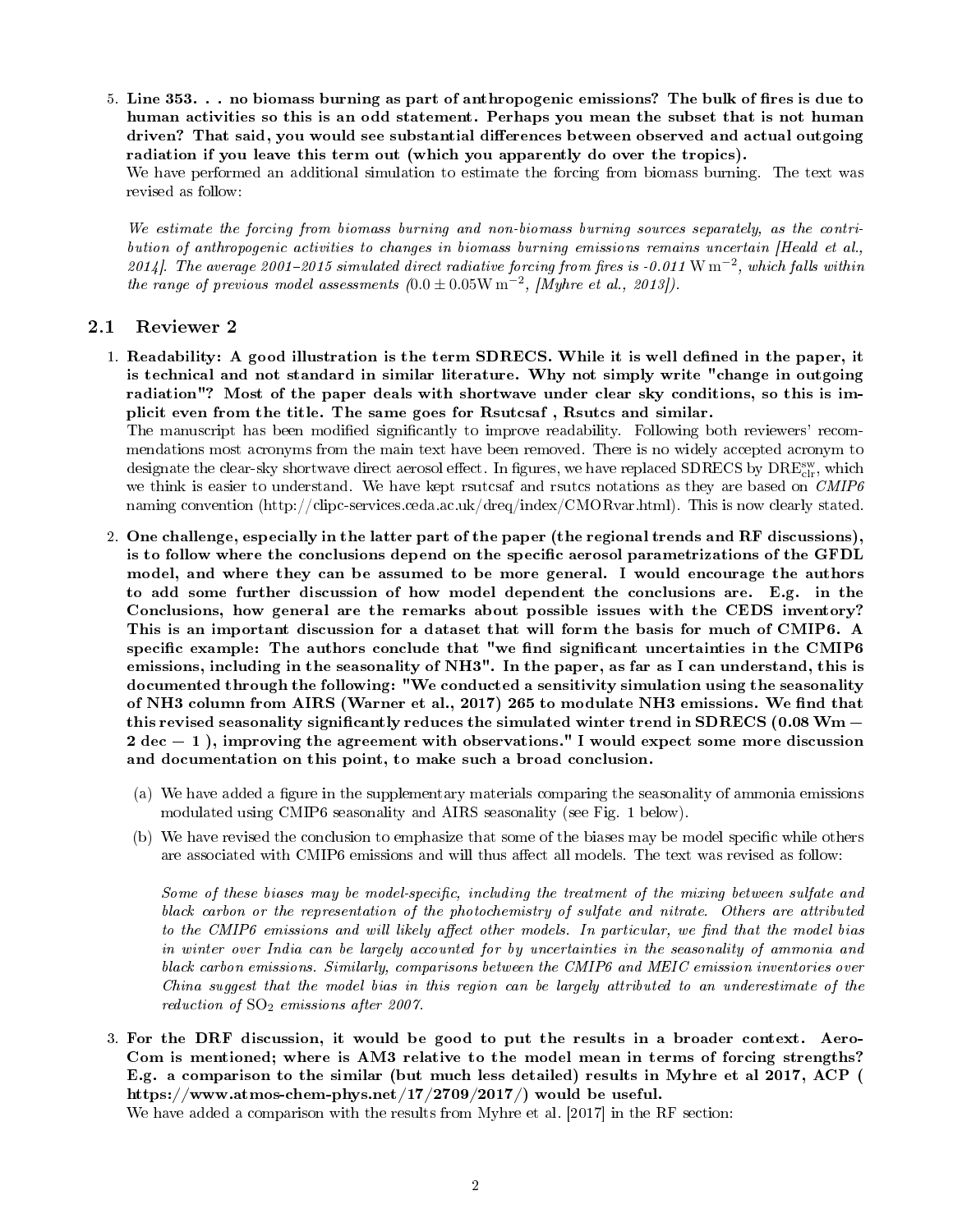5. **Line 353. . . no biomass burning as part of anthropogenic emissions? The bulk of fires is due to human activities so this is an odd statement. Perhaps you mean the subset that is not human driven? That said, you would see substantial differences between observed and actual outgoing radiation if you leave this term out (which you apparently do over the tropics).**
   We have performed an additional simulation to estimate the forcing from biomass burning. The text was revised as follow:

   *We estimate the forcing from biomass burning and non-biomass burning sources separately, as the contribution of anthropogenic activities to changes in biomass burning emissions remains uncertain [Heald et al., 2014]. The average 2001–2015 simulated direct radiative forcing from fires is -0.011* $\mathrm{W\,m^{-2}}$*, which falls within the range of previous model assessments (*$0.0 \pm 0.05\mathrm{W\,m^{-2}}$*, [Myhre et al., 2013]).*

## 2.1 Reviewer 2

1. **Readability: A good illustration is the term SDRECS. While it is well defined in the paper, it is technical and not standard in similar literature. Why not simply write "change in outgoing radiation"? Most of the paper deals with shortwave under clear sky conditions, so this is implicit even from the title. The same goes for Rsutcsaf , Rsutcs and similar.**
   The manuscript has been modified significantly to improve readability. Following both reviewers' recommendations most acronyms from the main text have been removed. There is no widely accepted acronym to designate the clear-sky shortwave direct aerosol effect. In figures, we have replaced SDRECS by $\mathrm{DRE}_{\mathrm{clr}}^{\mathrm{sw}}$, which we think is easier to understand. We have kept rsutcsaf and rsutcs notations as they are based on *CMIP6* naming convention (http://clipc-services.ceda.ac.uk/dreq/index/CMORvar.html). This is now clearly stated.

2. **One challenge, especially in the latter part of the paper (the regional trends and RF discussions), is to follow where the conclusions depend on the specific aerosol parametrizations of the GFDL model, and where they can be assumed to be more general. I would encourage the authors to add some further discussion of how model dependent the conclusions are. E.g. in the Conclusions, how general are the remarks about possible issues with the CEDS inventory? This is an important discussion for a dataset that will form the basis for much of CMIP6. A specific example: The authors conclude that "we find significant uncertainties in the CMIP6 emissions, including in the seasonality of NH3". In the paper, as far as I can understand, this is documented through the following: "We conducted a sensitivity simulation using the seasonality of NH3 column from AIRS (Warner et al., 2017) 265 to modulate NH3 emissions. We find that this revised seasonality significantly reduces the simulated winter trend in SDRECS (0.08 Wm − 2 dec − 1 ), improving the agreement with observations." I would expect some more discussion and documentation on this point, to make such a broad conclusion.**

   (a) We have added a figure in the supplementary materials comparing the seasonality of ammonia emissions modulated using CMIP6 seasonality and AIRS seasonality (see Fig. 1 below).

   (b) We have revised the conclusion to emphasize that some of the biases may be model specific while others are associated with CMIP6 emissions and will thus affect all models. The text was revised as follow:

   *Some of these biases may be model-specific, including the treatment of the mixing between sulfate and black carbon or the representation of the photochemistry of sulfate and nitrate. Others are attributed to the CMIP6 emissions and will likely affect other models. In particular, we find that the model bias in winter over India can be largely accounted for by uncertainties in the seasonality of ammonia and black carbon emissions. Similarly, comparisons between the CMIP6 and MEIC emission inventories over China suggest that the model bias in this region can be largely attributed to an underestimate of the reduction of* $SO_2$ *emissions after 2007.*

3. **For the DRF discussion, it would be good to put the results in a broader context. AeroCom is mentioned; where is AM3 relative to the model mean in terms of forcing strengths? E.g. a comparison to the similar (but much less detailed) results in Myhre et al 2017, ACP ( https://www.atmos-chem-phys.net/17/2709/2017/) would be useful.**
   We have added a comparison with the results from Myhre et al. [2017] in the RF section: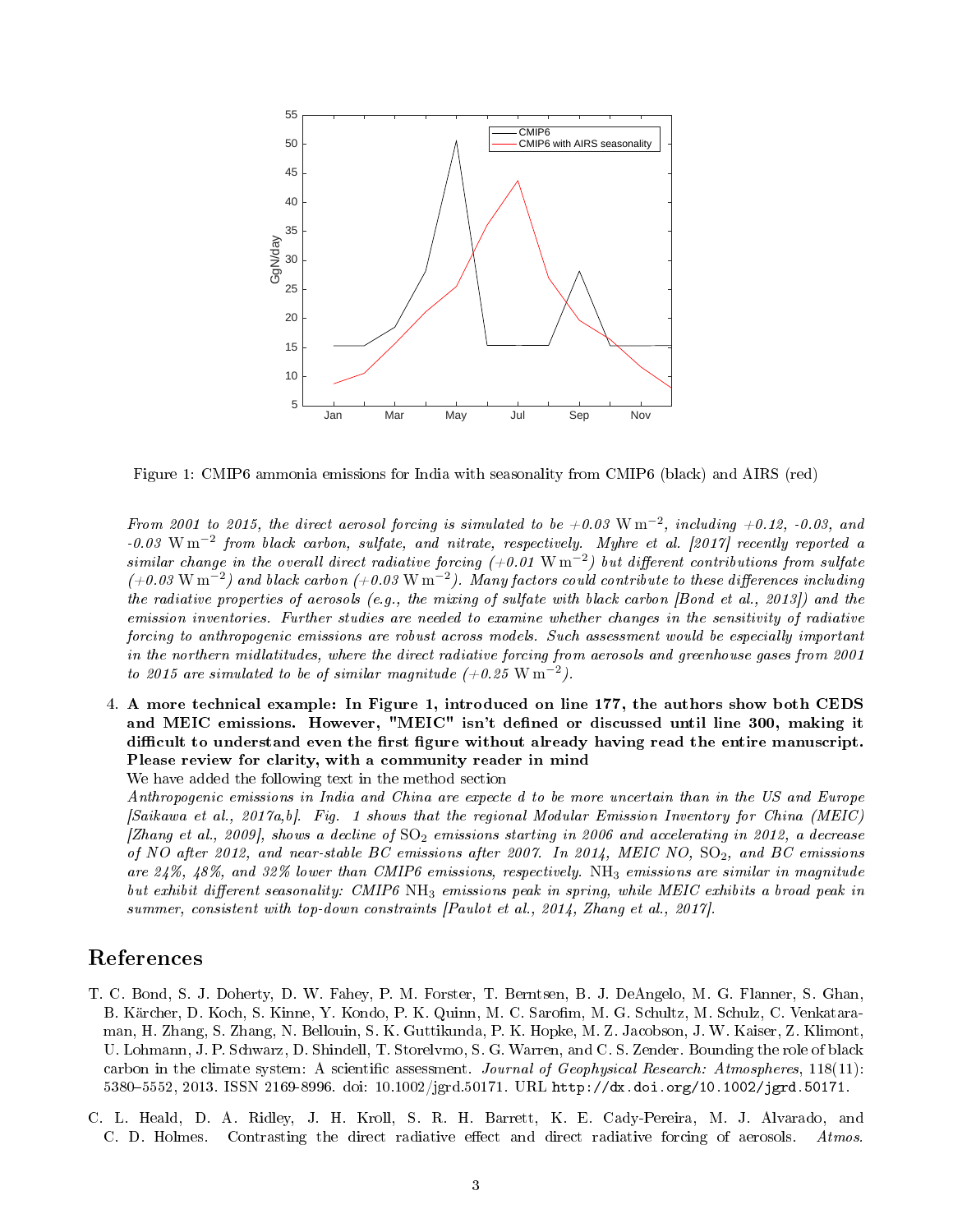Figure 1: CMIP6 ammonia emissions for India with seasonality from CMIP6 (black) and AIRS (red)

*From 2001 to 2015, the direct aerosol forcing is simulated to be +0.03* $\mathrm{W\,m^{-2}}$*, including +0.12, -0.03, and -0.03* $\mathrm{W\,m^{-2}}$ *from black carbon, sulfate, and nitrate, respectively. Myhre et al. [2017] recently reported a similar change in the overall direct radiative forcing (+0.01* $\mathrm{W\,m^{-2}}$*) but different contributions from sulfate (+0.03* $\mathrm{W\,m^{-2}}$*) and black carbon (+0.03* $\mathrm{W\,m^{-2}}$*). Many factors could contribute to these differences including the radiative properties of aerosols (e.g., the mixing of sulfate with black carbon [Bond et al., 2013]) and the emission inventories. Further studies are needed to examine whether changes in the sensitivity of radiative forcing to anthropogenic emissions are robust across models. Such assessment would be especially important in the northern midlatitudes, where the direct radiative forcing from aerosols and greenhouse gases from 2001 to 2015 are simulated to be of similar magnitude (+0.25* $\mathrm{W\,m^{-2}}$*).*

4. **A more technical example: In Figure 1, introduced on line 177, the authors show both CEDS and MEIC emissions. However, "MEIC" isn't defined or discussed until line 300, making it difficult to understand even the first figure without already having read the entire manuscript. Please review for clarity, with a community reader in mind**

   We have added the following text in the method section

   *Anthropogenic emissions in India and China are expecte d to be more uncertain than in the US and Europe [Saikawa et al., 2017a,b]. Fig. 1 shows that the regional Modular Emission Inventory for China (MEIC) [Zhang et al., 2009], shows a decline of* $SO_2$ *emissions starting in 2006 and accelerating in 2012, a decrease of NO after 2012, and near-stable BC emissions after 2007. In 2014, MEIC NO,* $SO_2$*, and BC emissions are 24%, 48%, and 32% lower than CMIP6 emissions, respectively.* $NH_3$ *emissions are similar in magnitude but exhibit different seasonality: CMIP6* $NH_3$ *emissions peak in spring, while MEIC exhibits a broad peak in summer, consistent with top-down constraints [Paulot et al., 2014, Zhang et al., 2017].*

## References

T. C. Bond, S. J. Doherty, D. W. Fahey, P. M. Forster, T. Berntsen, B. J. DeAngelo, M. G. Flanner, S. Ghan, B. Kärcher, D. Koch, S. Kinne, Y. Kondo, P. K. Quinn, M. C. Sarofim, M. G. Schultz, M. Schulz, C. Venkataraman, H. Zhang, S. Zhang, N. Bellouin, S. K. Guttikunda, P. K. Hopke, M. Z. Jacobson, J. W. Kaiser, Z. Klimont, U. Lohmann, J. P. Schwarz, D. Shindell, T. Storelvmo, S. G. Warren, and C. S. Zender. Bounding the role of black carbon in the climate system: A scientific assessment. *Journal of Geophysical Research: Atmospheres*, 118(11): 5380–5552, 2013. ISSN 2169-8996. doi: 10.1002/jgrd.50171. URL `http://dx.doi.org/10.1002/jgrd.50171`.

C. L. Heald, D. A. Ridley, J. H. Kroll, S. R. H. Barrett, K. E. Cady-Pereira, M. J. Alvarado, and C. D. Holmes. Contrasting the direct radiative effect and direct radiative forcing of aerosols. *Atmos.*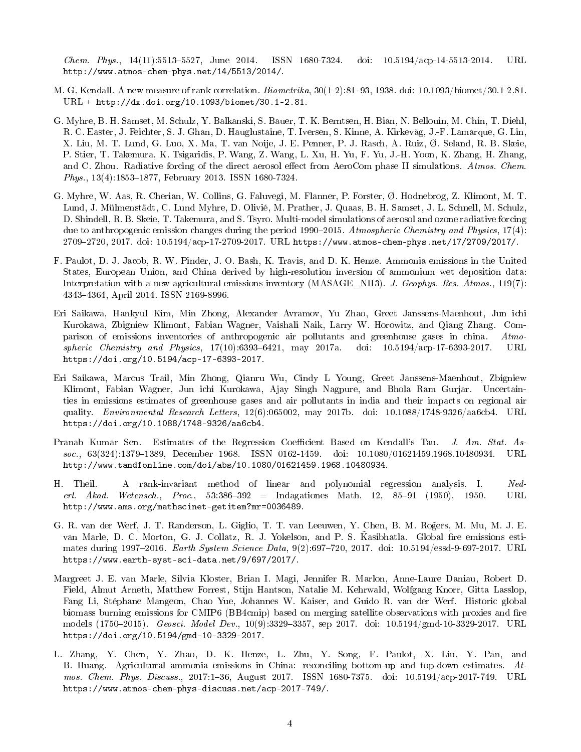*Chem. Phys.*, 14(11):5513–5527, June 2014. ISSN 1680-7324. doi: 10.5194/acp-14-5513-2014. URL http://www.atmos-chem-phys.net/14/5513/2014/.

M. G. Kendall. A new measure of rank correlation. *Biometrika*, 30(1-2):81–93, 1938. doi: 10.1093/biomet/30.1-2.81. URL + http://dx.doi.org/10.1093/biomet/30.1-2.81.

G. Myhre, B. H. Samset, M. Schulz, Y. Balkanski, S. Bauer, T. K. Berntsen, H. Bian, N. Bellouin, M. Chin, T. Diehl, R. C. Easter, J. Feichter, S. J. Ghan, D. Hauglustaine, T. Iversen, S. Kinne, A. Kirkevåg, J.-F. Lamarque, G. Lin, X. Liu, M. T. Lund, G. Luo, X. Ma, T. van Noije, J. E. Penner, P. J. Rasch, A. Ruiz, Ø. Seland, R. B. Skeie, P. Stier, T. Takemura, K. Tsigaridis, P. Wang, Z. Wang, L. Xu, H. Yu, F. Yu, J.-H. Yoon, K. Zhang, H. Zhang, and C. Zhou. Radiative forcing of the direct aerosol effect from AeroCom phase II simulations. *Atmos. Chem. Phys.*, 13(4):1853–1877, February 2013. ISSN 1680-7324.

G. Myhre, W. Aas, R. Cherian, W. Collins, G. Faluvegi, M. Flanner, P. Forster, Ø. Hodnebrog, Z. Klimont, M. T. Lund, J. Mülmenstädt, C. Lund Myhre, D. Olivié, M. Prather, J. Quaas, B. H. Samset, J. L. Schnell, M. Schulz, D. Shindell, R. B. Skeie, T. Takemura, and S. Tsyro. Multi-model simulations of aerosol and ozone radiative forcing due to anthropogenic emission changes during the period 1990–2015. *Atmospheric Chemistry and Physics*, 17(4): 2709–2720, 2017. doi: 10.5194/acp-17-2709-2017. URL https://www.atmos-chem-phys.net/17/2709/2017/.

F. Paulot, D. J. Jacob, R. W. Pinder, J. O. Bash, K. Travis, and D. K. Henze. Ammonia emissions in the United States, European Union, and China derived by high-resolution inversion of ammonium wet deposition data: Interpretation with a new agricultural emissions inventory (MASAGE_NH3). *J. Geophys. Res. Atmos.*, 119(7): 4343–4364, April 2014. ISSN 2169-8996.

Eri Saikawa, Hankyul Kim, Min Zhong, Alexander Avramov, Yu Zhao, Greet Janssens-Maenhout, Jun ichi Kurokawa, Zbigniew Klimont, Fabian Wagner, Vaishali Naik, Larry W. Horowitz, and Qiang Zhang. Comparison of emissions inventories of anthropogenic air pollutants and greenhouse gases in china. *Atmospheric Chemistry and Physics*, 17(10):6393–6421, may 2017a. doi: 10.5194/acp-17-6393-2017. URL https://doi.org/10.5194/acp-17-6393-2017.

Eri Saikawa, Marcus Trail, Min Zhong, Qianru Wu, Cindy L Young, Greet Janssens-Maenhout, Zbigniew Klimont, Fabian Wagner, Jun ichi Kurokawa, Ajay Singh Nagpure, and Bhola Ram Gurjar. Uncertainties in emissions estimates of greenhouse gases and air pollutants in india and their impacts on regional air quality. *Environmental Research Letters*, 12(6):065002, may 2017b. doi: 10.1088/1748-9326/aa6cb4. URL https://doi.org/10.1088/1748-9326/aa6cb4.

Pranab Kumar Sen. Estimates of the Regression Coefficient Based on Kendall's Tau. *J. Am. Stat. Assoc.*, 63(324):1379–1389, December 1968. ISSN 0162-1459. doi: 10.1080/01621459.1968.10480934. URL http://www.tandfonline.com/doi/abs/10.1080/01621459.1968.10480934.

H. Theil. A rank-invariant method of linear and polynomial regression analysis. I. *Nederl. Akad. Wetensch., Proc.*, 53:386–392 = Indagationes Math. 12, 85–91 (1950), 1950. URL http://www.ams.org/mathscinet-getitem?mr=0036489.

G. R. van der Werf, J. T. Randerson, L. Giglio, T. T. van Leeuwen, Y. Chen, B. M. Rog̃ers, M. Mu, M. J. E. van Marle, D. C. Morton, G. J. Collatz, R. J. Yokelson, and P. S. K̃asibhatla. Global fire emissions estimates during 1997–2016. *Earth System Science Data*, 9(2):697–720, 2017. doi: 10.5194/essd-9-697-2017. URL https://www.earth-syst-sci-data.net/9/697/2017/.

Margreet J. E. van Marle, Silvia Kloster, Brian I. Magi, Jennifer R. Marlon, Anne-Laure Daniau, Robert D. Field, Almut Arneth, Matthew Forrest, Stijn Hantson, Natalie M. Kehrwald, Wolfgang Knorr, Gitta Lasslop, Fang Li, Stéphane Mangeon, Chao Yue, Johannes W. Kaiser, and Guido R. van der Werf. Historic global biomass burning emissions for CMIP6 (BB4cmip) based on merging satellite observations with proxies and fire models (1750–2015). *Geosci. Model Dev.*, 10(9):3329–3357, sep 2017. doi: 10.5194/gmd-10-3329-2017. URL https://doi.org/10.5194/gmd-10-3329-2017.

L. Zhang, Y. Chen, Y. Zhao, D. K. Henze, L. Zhu, Y. Song, F. Paulot, X. Liu, Y. Pan, and B. Huang. Agricultural ammonia emissions in China: reconciling bottom-up and top-down estimates. *Atmos. Chem. Phys. Discuss.*, 2017:1–36, August 2017. ISSN 1680-7375. doi: 10.5194/acp-2017-749. URL https://www.atmos-chem-phys-discuss.net/acp-2017-749/.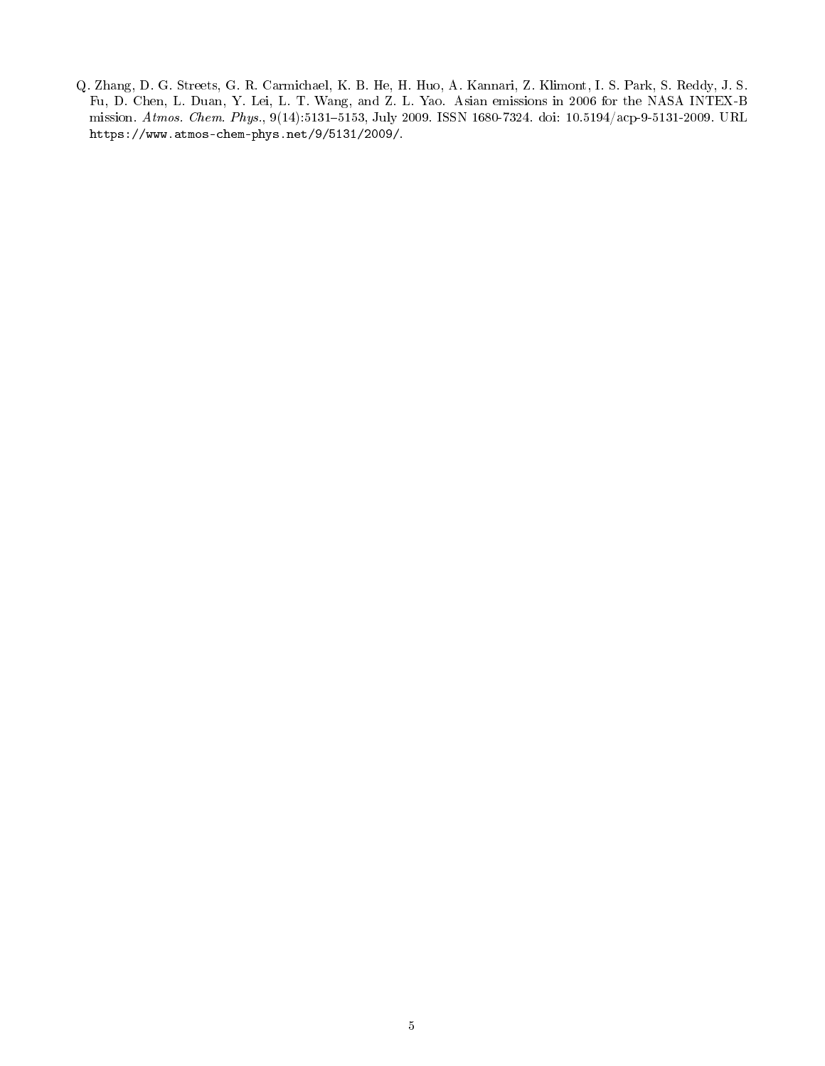Q. Zhang, D. G. Streets, G. R. Carmichael, K. B. He, H. Huo, A. Kannari, Z. Klimont, I. S. Park, S. Reddy, J. S. Fu, D. Chen, L. Duan, Y. Lei, L. T. Wang, and Z. L. Yao. Asian emissions in 2006 for the NASA INTEX-B mission. *Atmos. Chem. Phys.*, 9(14):5131–5153, July 2009. ISSN 1680-7324. doi: 10.5194/acp-9-5131-2009. URL `https://www.atmos-chem-phys.net/9/5131/2009/`.